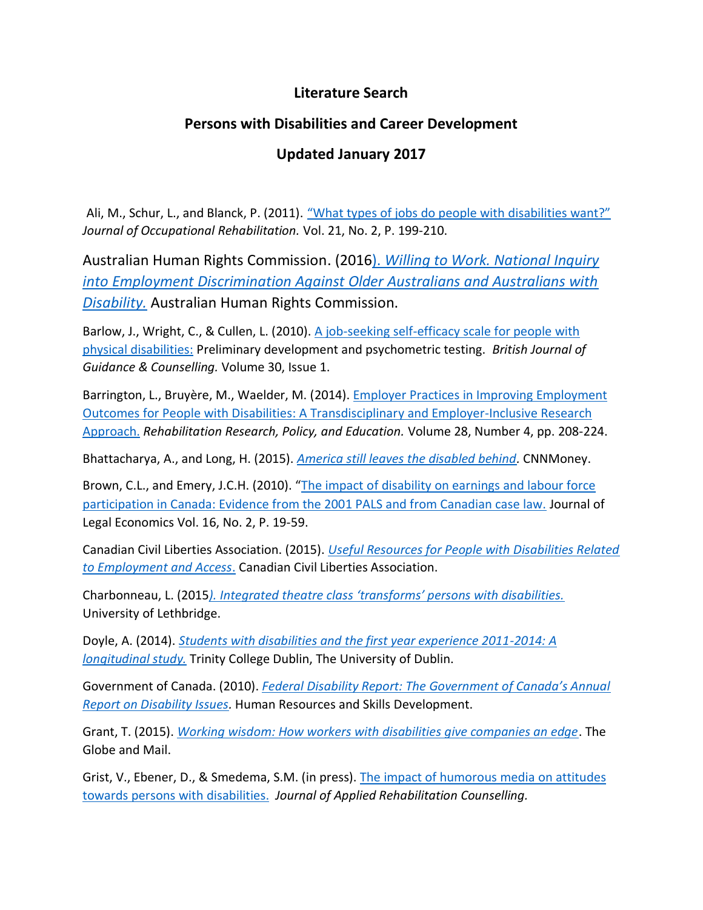# Literature Search

## Persons with Disabilities and Career Development

## Updated January 2017

Ali, M., Schur, L., and Blanck, P. (2011). "What types of jobs do people with disabilities want?" *Journal of Occupational Rehabilitation.* Vol. 21, No. 2, P. 199-210.

Australian Human Rights Commission. (2016). *Willing to Work. National Inquiry into Employment Discrimination Against Older Australians and Australians with Disability.* Australian Human Rights Commission.

Barlow, J., Wright, C., & Cullen, L. (2010). A job-seeking self-efficacy scale for people with physical disabilities: Preliminary development and psychometric testing. *British Journal of Guidance & Counselling.* Volume 30, Issue 1.

Barrington, L., Bruyère, M., Waelder, M. (2014). Employer Practices in Improving Employment Outcomes for People with Disabilities: A Transdisciplinary and Employer-Inclusive Research Approach. *Rehabilitation Research, Policy, and Education.* Volume 28, Number 4, pp. 208-224.

Bhattacharya, A., and Long, H. (2015). *America still leaves the disabled behind.* CNNMoney.

Brown, C.L., and Emery, J.C.H. (2010). "The impact of disability on earnings and labour force participation in Canada: Evidence from the 2001 PALS and from Canadian case law. Journal of Legal Economics Vol. 16, No. 2, P. 19-59.

Canadian Civil Liberties Association. (2015). *Useful Resources for People with Disabilities Related to Employment and Access*. Canadian Civil Liberties Association.

Charbonneau, L. (2015). *Integrated theatre class 'transforms' persons with disabilities.* University of Lethbridge.

Doyle, A. (2014). *Students with disabilities and the first year experience 2011-2014: A longitudinal study.* Trinity College Dublin, The University of Dublin.

Government of Canada. (2010). *Federal Disability Report: The Government of Canada's Annual Report on Disability Issues.* Human Resources and Skills Development.

Grant, T. (2015). *Working wisdom: How workers with disabilities give companies an edge*. The Globe and Mail.

Grist, V., Ebener, D., & Smedema, S.M. (in press). The impact of humorous media on attitudes towards persons with disabilities. *Journal of Applied Rehabilitation Counselling.*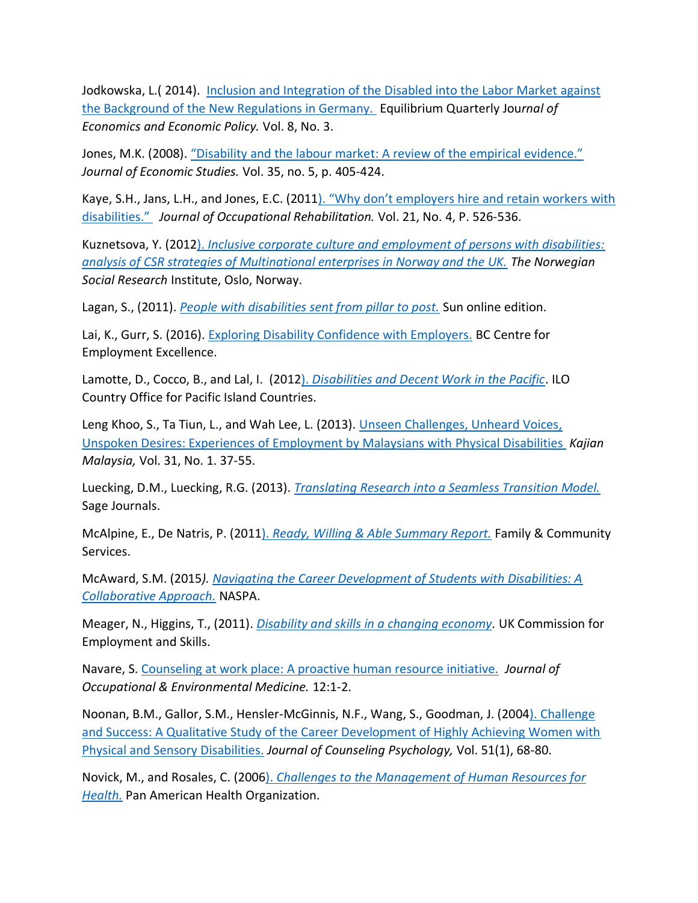Jodkowska, L.( 2014). Inclusion and Integration of the Disabled into the Labor Market against the Background of the New Regulations in Germany. Equilibrium Quarterly Jou*rnal of Economics and Economic Policy.* Vol. 8, No. 3.

Jones, M.K. (2008). "Disability and the labour market: A review of the empirical evidence." *Journal of Economic Studies.* Vol. 35, no. 5, p. 405-424.

Kaye, S.H., Jans, L.H., and Jones, E.C. (2011). "Why don't employers hire and retain workers with disabilities." *Journal of Occupational Rehabilitation.* Vol. 21, No. 4, P. 526-536.

Kuznetsova, Y. (2012). *Inclusive corporate culture and employment of persons with disabilities: analysis of CSR strategies of Multinational enterprises in Norway and the UK. The Norwegian Social Research* Institute, Oslo, Norway.

Lagan, S., (2011). *People with disabilities sent from pillar to post.* Sun online edition.

Lai, K., Gurr, S. (2016). Exploring Disability Confidence with Employers. BC Centre for Employment Excellence.

Lamotte, D., Cocco, B., and Lal, I. (2012). *Disabilities and Decent Work in the Pacific*. ILO Country Office for Pacific Island Countries.

Leng Khoo, S., Ta Tiun, L., and Wah Lee, L. (2013). Unseen Challenges, Unheard Voices, Unspoken Desires: Experiences of Employment by Malaysians with Physical Disabilities *Kajian Malaysia,* Vol. 31, No. 1. 37-55.

Luecking, D.M., Luecking, R.G. (2013). *Translating Research into a Seamless Transition Model.* Sage Journals.

McAlpine, E., De Natris, P. (2011). *Ready, Willing & Able Summary Report.* Family & Community Services.

McAward, S.M. (2015*). Navigating the Career Development of Students with Disabilities: A Collaborative Approach.* NASPA.

Meager, N., Higgins, T., (2011). *Disability and skills in a changing economy.* UK Commission for Employment and Skills.

Navare, S. Counseling at work place: A proactive human resource initiative. *Journal of Occupational & Environmental Medicine.* 12:1-2.

Noonan, B.M., Gallor, S.M., Hensler-McGinnis, N.F., Wang, S., Goodman, J. (2004). Challenge and Success: A Qualitative Study of the Career Development of Highly Achieving Women with Physical and Sensory Disabilities. *Journal of Counseling Psychology,* Vol. 51(1), 68-80.

Novick, M., and Rosales, C. (2006). *Challenges to the Management of Human Resources for Health.* Pan American Health Organization.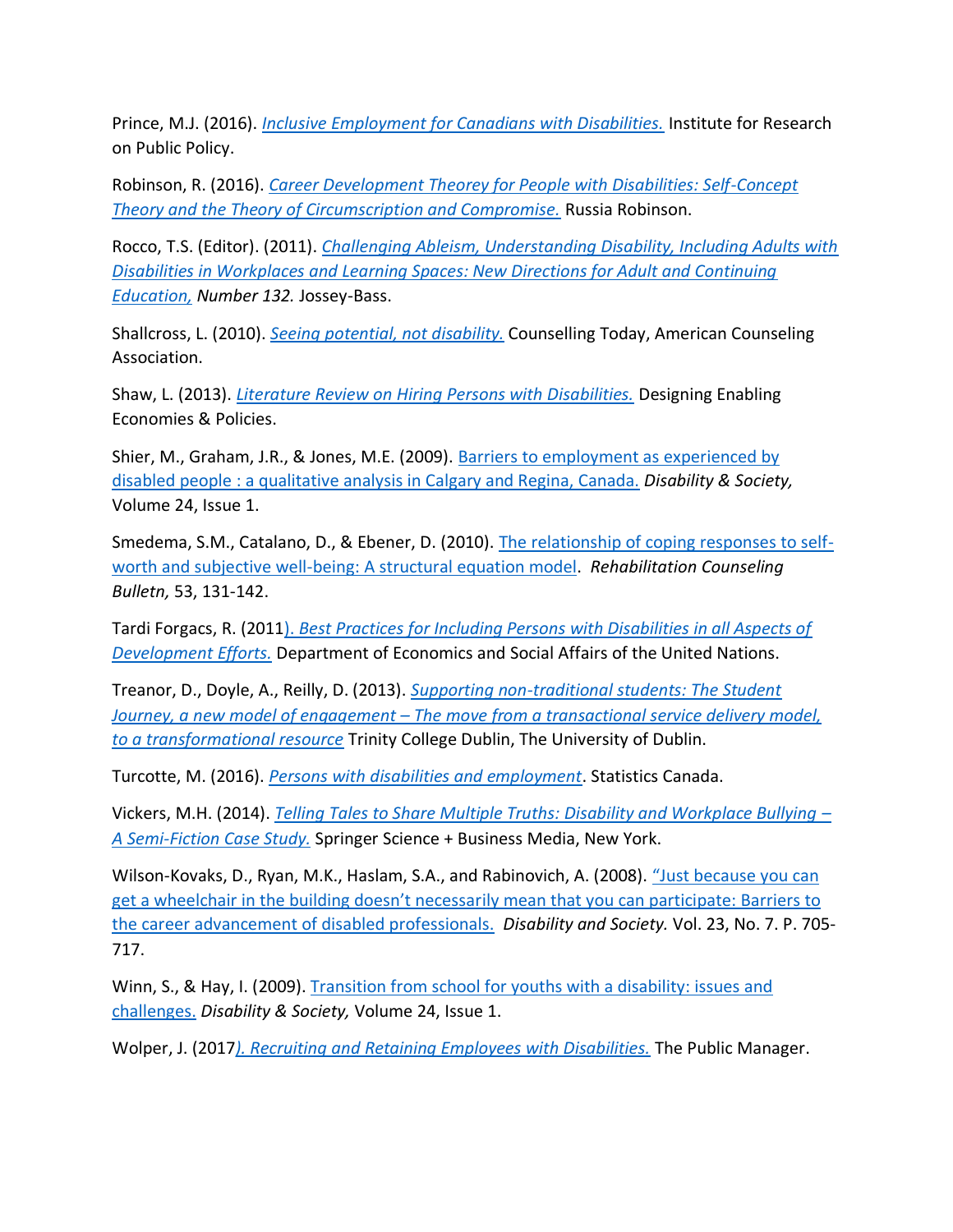Prince, M.J. (2016). *Inclusive Employment for Canadians with Disabilities.* Institute for Research on Public Policy.

Robinson, R. (2016). *Career Development Theorey for People with Disabilities: Self-Concept Theory and the Theory of Circumscription and Compromise.* Russia Robinson.

Rocco, T.S. (Editor). (2011). *Challenging Ableism, Understanding Disability, Including Adults with Disabilities in Workplaces and Learning Spaces: New Directions for Adult and Continuing Education, Number 132.* Jossey-Bass.

Shallcross, L. (2010). *Seeing potential, not disability.* Counselling Today, American Counseling Association.

Shaw, L. (2013). *Literature Review on Hiring Persons with Disabilities.* Designing Enabling Economies & Policies.

Shier, M., Graham, J.R., & Jones, M.E. (2009). Barriers to employment as experienced by disabled people : a qualitative analysis in Calgary and Regina, Canada. *Disability & Society,* Volume 24, Issue 1.

Smedema, S.M., Catalano, D., & Ebener, D. (2010). The relationship of coping responses to self-worth and subjective well-being: A structural equation model. *Rehabilitation Counseling Bulletn,* 53, 131-142.

Tardi Forgacs, R. (2011). *Best Practices for Including Persons with Disabilities in all Aspects of Development Efforts.* Department of Economics and Social Affairs of the United Nations.

Treanor, D., Doyle, A., Reilly, D. (2013). *Supporting non-traditional students: The Student Journey, a new model of engagement – The move from a transactional service delivery model, to a transformational resource* Trinity College Dublin, The University of Dublin.

Turcotte, M. (2016). *Persons with disabilities and employment*. Statistics Canada.

Vickers, M.H. (2014). *Telling Tales to Share Multiple Truths: Disability and Workplace Bullying – A Semi-Fiction Case Study.* Springer Science + Business Media, New York.

Wilson-Kovaks, D., Ryan, M.K., Haslam, S.A., and Rabinovich, A. (2008). "Just because you can get a wheelchair in the building doesn't necessarily mean that you can participate: Barriers to the career advancement of disabled professionals. *Disability and Society.* Vol. 23, No. 7. P. 705-717.

Winn, S., & Hay, I. (2009). Transition from school for youths with a disability: issues and challenges. *Disability & Society,* Volume 24, Issue 1.

Wolper, J. (2017). *Recruiting and Retaining Employees with Disabilities.* The Public Manager.